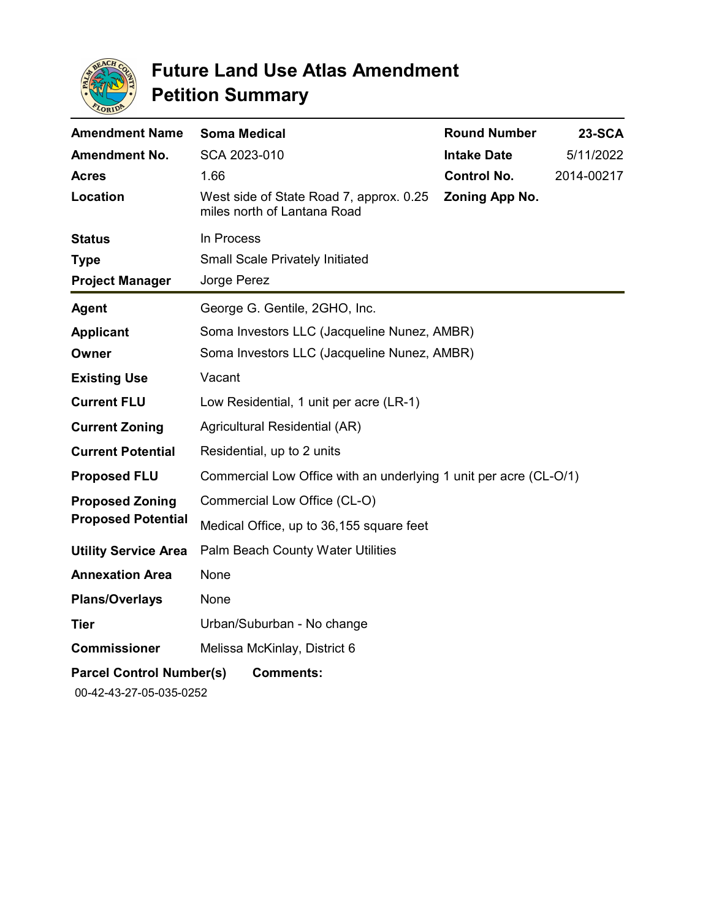# Future Land Use Atlas Amendment Petition Summary

| | | | |
|---|---|---|---|
| **Amendment Name** | **Soma Medical** | **Round Number** | **23-SCA** |
| **Amendment No.** | SCA 2023-010 | **Intake Date** | 5/11/2022 |
| **Acres** | 1.66 | **Control No.** | 2014-00217 |
| **Location** | West side of State Road 7, approx. 0.25 miles north of Lantana Road | **Zoning App No.** | |
| **Status** | In Process | | |
| **Type** | Small Scale Privately Initiated | | |
| **Project Manager** | Jorge Perez | | |

| | |
|---|---|
| **Agent** | George G. Gentile, 2GHO, Inc. |
| **Applicant** | Soma Investors LLC (Jacqueline Nunez, AMBR) |
| **Owner** | Soma Investors LLC (Jacqueline Nunez, AMBR) |
| **Existing Use** | Vacant |
| **Current FLU** | Low Residential, 1 unit per acre (LR-1) |
| **Current Zoning** | Agricultural Residential (AR) |
| **Current Potential** | Residential, up to 2 units |
| **Proposed FLU** | Commercial Low Office with an underlying 1 unit per acre (CL-O/1) |
| **Proposed Zoning** | Commercial Low Office (CL-O) |
| **Proposed Potential** | Medical Office, up to 36,155 square feet |
| **Utility Service Area** | Palm Beach County Water Utilities |
| **Annexation Area** | None |
| **Plans/Overlays** | None |
| **Tier** | Urban/Suburban - No change |
| **Commissioner** | Melissa McKinlay, District 6 |

**Parcel Control Number(s)**

00-42-43-27-05-035-0252

**Comments:**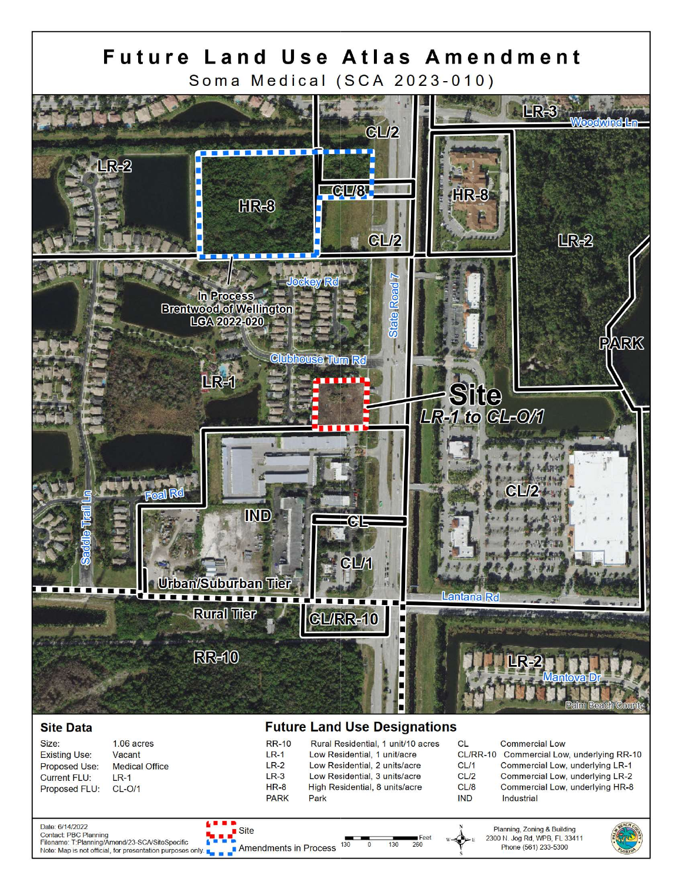# Future Land Use Atlas Amendment

## Soma Medical (SCA 2023-010)

LR-3
Woodwind Ln
CL/2
LR-2
HR-8
CL/8
HR-8
CL/2
LR-2
In Process
Brentwood of Wellington
LGA 2022-020
Jockey Rd
State Road 7
PARK
Clubhouse Turn Rd
LR-1
Site
LR-1 to CL-O/1
CL/2
Foal Rd
IND
CL
Saddle Trail Ln
CL/1
Urban/Suburban Tier
Lantana Rd
Rural Tier
CL/RR-10
RR-10
LR-2
Mantova Dr
Palm Beach County

### Site Data

| | |
|---|---|
| Size: | 1.06 acres |
| Existing Use: | Vacant |
| Proposed Use: | Medical Office |
| Current FLU: | LR-1 |
| Proposed FLU: | CL-O/1 |

### Future Land Use Designations

| | | | |
|---|---|---|---|
| RR-10 | Rural Residential, 1 unit/10 acres | CL | Commercial Low |
| LR-1 | Low Residential, 1 unit/acre | CL/RR-10 | Commercial Low, underlying RR-10 |
| LR-2 | Low Residential, 2 units/acre | CL/1 | Commercial Low, underlying LR-1 |
| LR-3 | Low Residential, 3 units/acre | CL/2 | Commercial Low, underlying LR-2 |
| HR-8 | High Residential, 8 units/acre | CL/8 | Commercial Low, underlying HR-8 |
| PARK | Park | IND | Industrial |

Date: 6/14/2022
Contact: PBC Planning
Filename: T:Planning/Amend/23-SCA/SiteSpecific
Note: Map is not official, for presentation purposes only.

Site
Amendments in Process

130 0 130 260 Feet

Planning, Zoning & Building
2300 N. Jog Rd, WPB, FL 33411
Phone (561) 233-5300